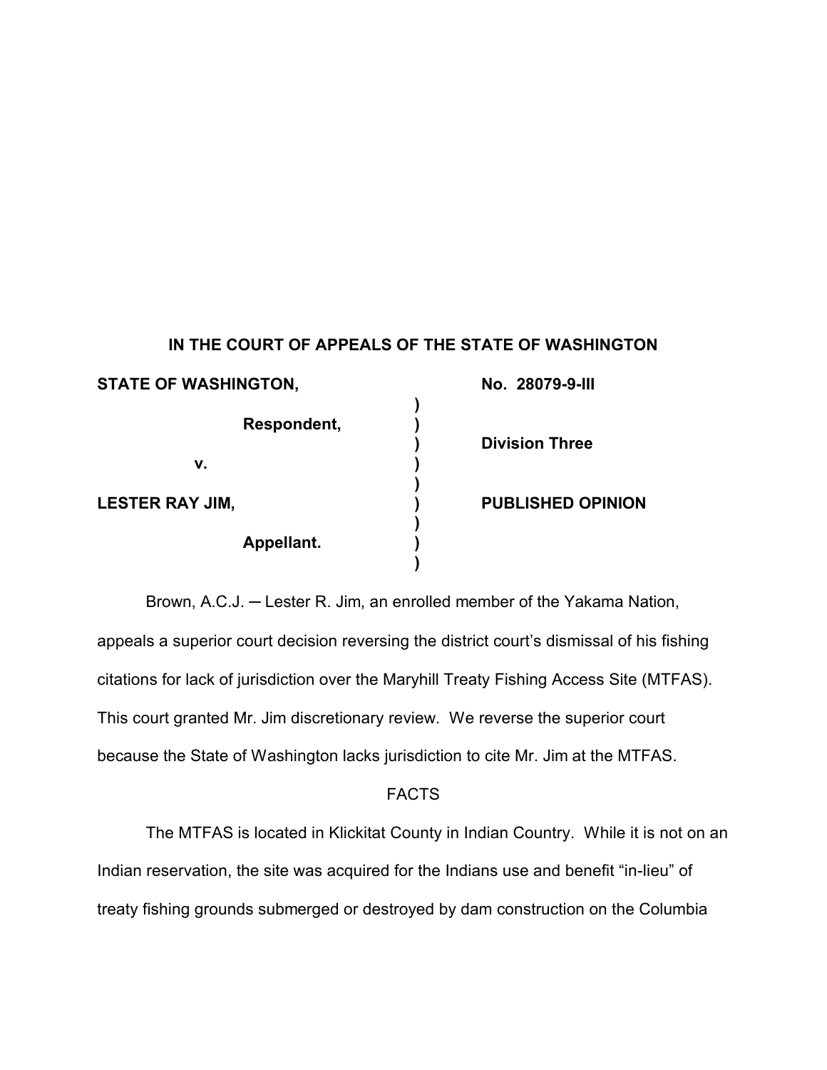# IN THE COURT OF APPEALS OF THE STATE OF WASHINGTON

| | | |
|---|---|---|
| **STATE OF WASHINGTON,** | ) | **No. 28079-9-III** |
| **Respondent,** | ) | |
| | ) | **Division Three** |
| **v.** | ) | |
| | ) | |
| **LESTER RAY JIM,** | ) | **PUBLISHED OPINION** |
| | ) | |
| **Appellant.** | ) | |
| | ) | |

Brown, A.C.J. ─ Lester R. Jim, an enrolled member of the Yakama Nation, appeals a superior court decision reversing the district court's dismissal of his fishing citations for lack of jurisdiction over the Maryhill Treaty Fishing Access Site (MTFAS). This court granted Mr. Jim discretionary review. We reverse the superior court because the State of Washington lacks jurisdiction to cite Mr. Jim at the MTFAS.

## FACTS

The MTFAS is located in Klickitat County in Indian Country. While it is not on an Indian reservation, the site was acquired for the Indians use and benefit "in-lieu" of treaty fishing grounds submerged or destroyed by dam construction on the Columbia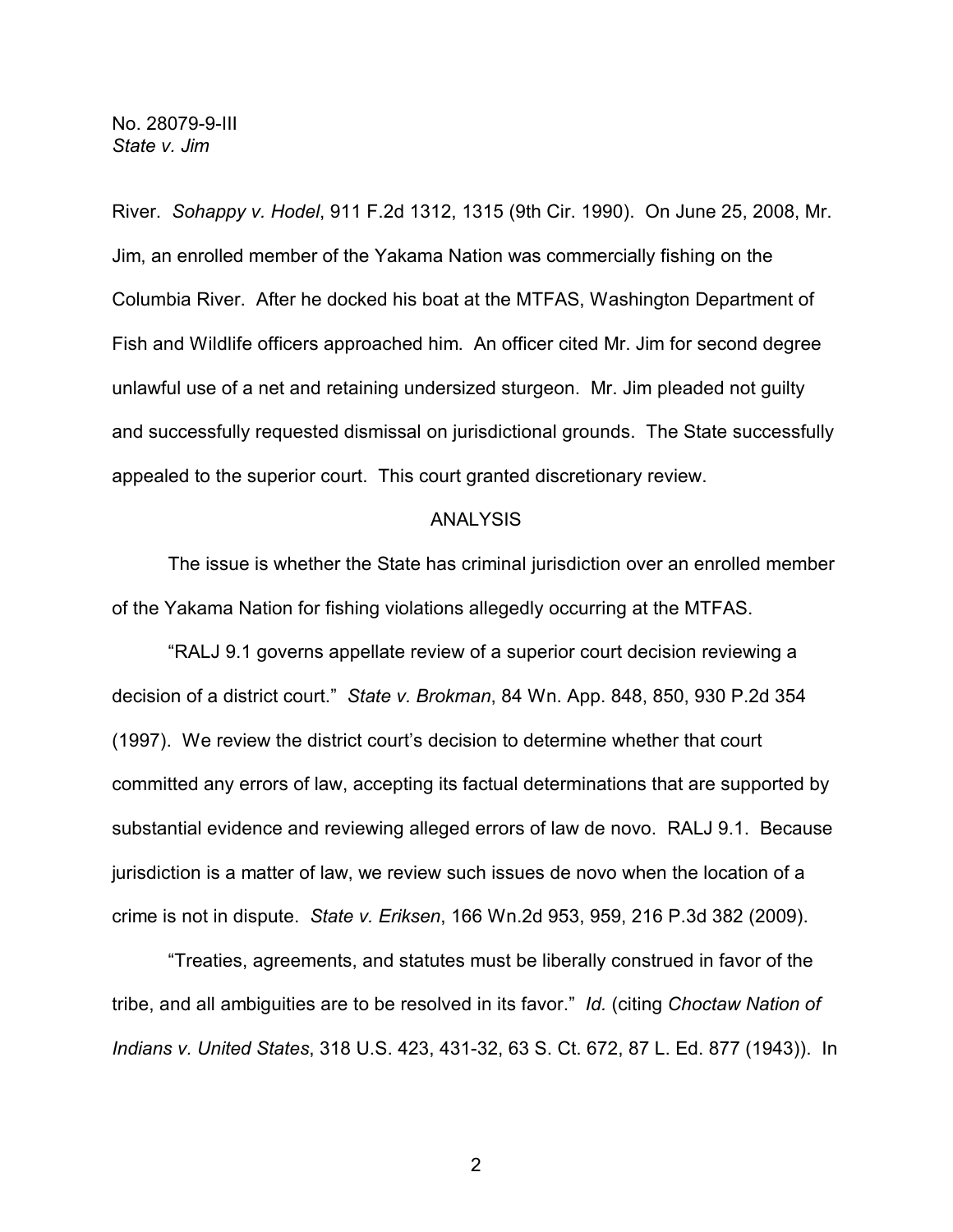River. *Sohappy v. Hodel*, 911 F.2d 1312, 1315 (9th Cir. 1990). On June 25, 2008, Mr. Jim, an enrolled member of the Yakama Nation was commercially fishing on the Columbia River. After he docked his boat at the MTFAS, Washington Department of Fish and Wildlife officers approached him. An officer cited Mr. Jim for second degree unlawful use of a net and retaining undersized sturgeon. Mr. Jim pleaded not guilty and successfully requested dismissal on jurisdictional grounds. The State successfully appealed to the superior court. This court granted discretionary review.

## ANALYSIS

The issue is whether the State has criminal jurisdiction over an enrolled member of the Yakama Nation for fishing violations allegedly occurring at the MTFAS.

"RALJ 9.1 governs appellate review of a superior court decision reviewing a decision of a district court." *State v. Brokman*, 84 Wn. App. 848, 850, 930 P.2d 354 (1997). We review the district court's decision to determine whether that court committed any errors of law, accepting its factual determinations that are supported by substantial evidence and reviewing alleged errors of law de novo. RALJ 9.1. Because jurisdiction is a matter of law, we review such issues de novo when the location of a crime is not in dispute. *State v. Eriksen*, 166 Wn.2d 953, 959, 216 P.3d 382 (2009).

"Treaties, agreements, and statutes must be liberally construed in favor of the tribe, and all ambiguities are to be resolved in its favor." *Id.* (citing *Choctaw Nation of Indians v. United States*, 318 U.S. 423, 431-32, 63 S. Ct. 672, 87 L. Ed. 877 (1943)). In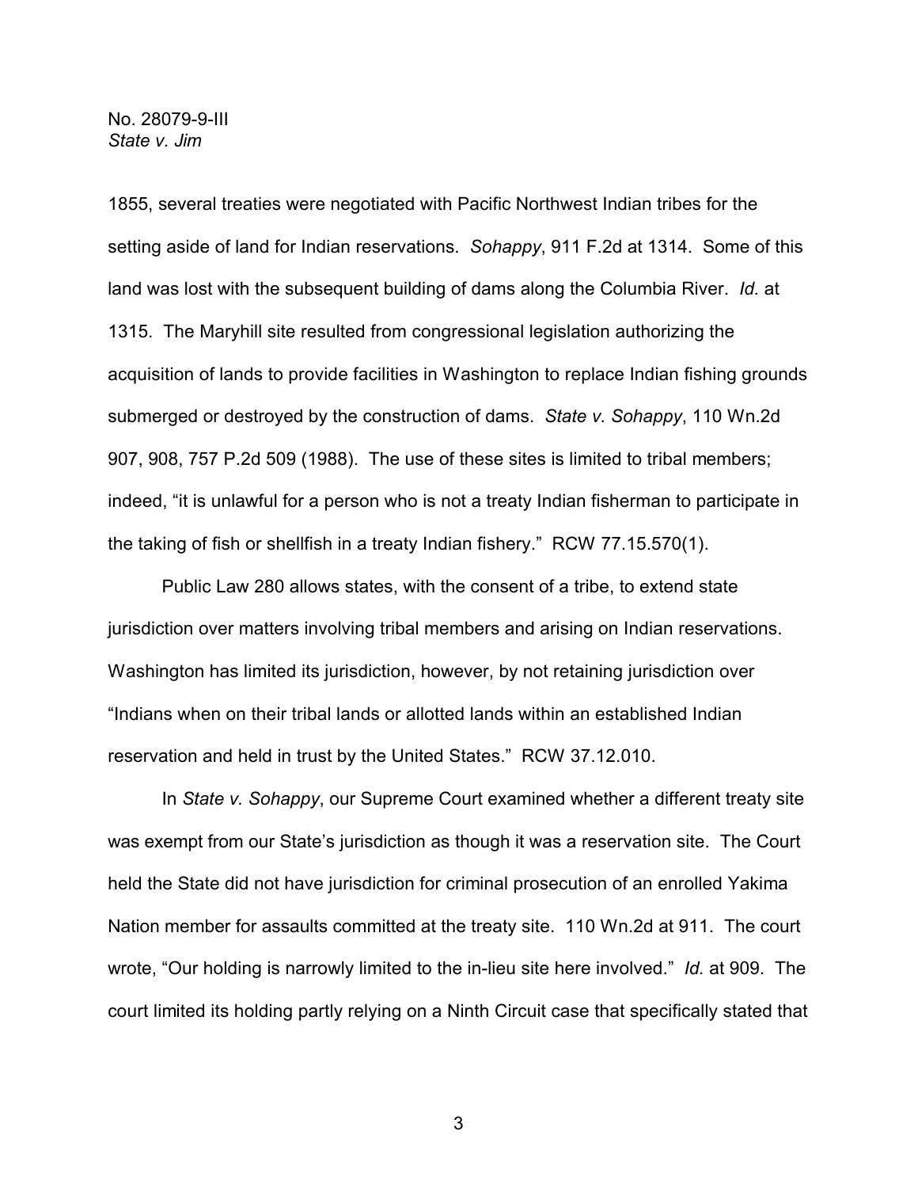1855, several treaties were negotiated with Pacific Northwest Indian tribes for the setting aside of land for Indian reservations. *Sohappy*, 911 F.2d at 1314. Some of this land was lost with the subsequent building of dams along the Columbia River. *Id.* at 1315. The Maryhill site resulted from congressional legislation authorizing the acquisition of lands to provide facilities in Washington to replace Indian fishing grounds submerged or destroyed by the construction of dams. *State v. Sohappy*, 110 Wn.2d 907, 908, 757 P.2d 509 (1988). The use of these sites is limited to tribal members; indeed, "it is unlawful for a person who is not a treaty Indian fisherman to participate in the taking of fish or shellfish in a treaty Indian fishery." RCW 77.15.570(1).

Public Law 280 allows states, with the consent of a tribe, to extend state jurisdiction over matters involving tribal members and arising on Indian reservations. Washington has limited its jurisdiction, however, by not retaining jurisdiction over "Indians when on their tribal lands or allotted lands within an established Indian reservation and held in trust by the United States." RCW 37.12.010.

In *State v. Sohappy*, our Supreme Court examined whether a different treaty site was exempt from our State's jurisdiction as though it was a reservation site. The Court held the State did not have jurisdiction for criminal prosecution of an enrolled Yakima Nation member for assaults committed at the treaty site. 110 Wn.2d at 911. The court wrote, "Our holding is narrowly limited to the in-lieu site here involved." *Id.* at 909. The court limited its holding partly relying on a Ninth Circuit case that specifically stated that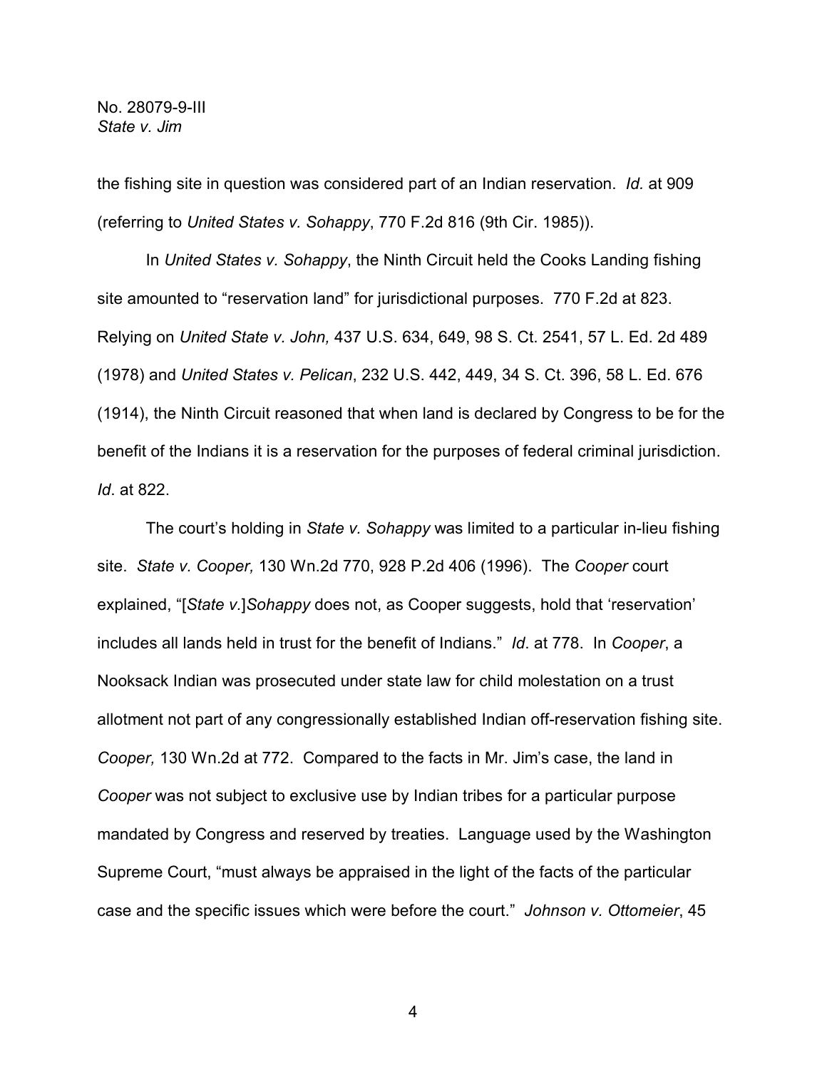the fishing site in question was considered part of an Indian reservation. *Id.* at 909 (referring to *United States v. Sohappy*, 770 F.2d 816 (9th Cir. 1985)).

In *United States v. Sohappy*, the Ninth Circuit held the Cooks Landing fishing site amounted to "reservation land" for jurisdictional purposes. 770 F.2d at 823. Relying on *United State v. John,* 437 U.S. 634, 649, 98 S. Ct. 2541, 57 L. Ed. 2d 489 (1978) and *United States v. Pelican*, 232 U.S. 442, 449, 34 S. Ct. 396, 58 L. Ed. 676 (1914), the Ninth Circuit reasoned that when land is declared by Congress to be for the benefit of the Indians it is a reservation for the purposes of federal criminal jurisdiction. *Id*. at 822.

The court's holding in *State v. Sohappy* was limited to a particular in-lieu fishing site. *State v. Cooper,* 130 Wn.2d 770, 928 P.2d 406 (1996). The *Cooper* court explained, "[*State v.*]*Sohappy* does not, as Cooper suggests, hold that 'reservation' includes all lands held in trust for the benefit of Indians." *Id*. at 778. In *Cooper*, a Nooksack Indian was prosecuted under state law for child molestation on a trust allotment not part of any congressionally established Indian off-reservation fishing site. *Cooper,* 130 Wn.2d at 772. Compared to the facts in Mr. Jim's case, the land in *Cooper* was not subject to exclusive use by Indian tribes for a particular purpose mandated by Congress and reserved by treaties. Language used by the Washington Supreme Court, "must always be appraised in the light of the facts of the particular case and the specific issues which were before the court." *Johnson v. Ottomeier*, 45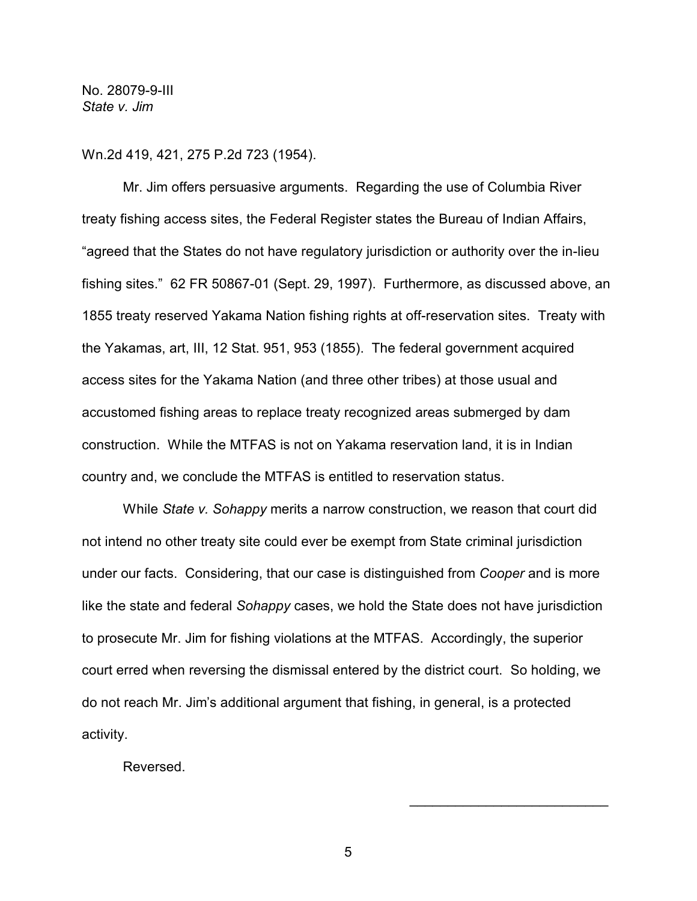Wn.2d 419, 421, 275 P.2d 723 (1954).

Mr. Jim offers persuasive arguments. Regarding the use of Columbia River treaty fishing access sites, the Federal Register states the Bureau of Indian Affairs, "agreed that the States do not have regulatory jurisdiction or authority over the in-lieu fishing sites." 62 FR 50867-01 (Sept. 29, 1997). Furthermore, as discussed above, an 1855 treaty reserved Yakama Nation fishing rights at off-reservation sites. Treaty with the Yakamas, art, III, 12 Stat. 951, 953 (1855). The federal government acquired access sites for the Yakama Nation (and three other tribes) at those usual and accustomed fishing areas to replace treaty recognized areas submerged by dam construction. While the MTFAS is not on Yakama reservation land, it is in Indian country and, we conclude the MTFAS is entitled to reservation status.

While *State v. Sohappy* merits a narrow construction, we reason that court did not intend no other treaty site could ever be exempt from State criminal jurisdiction under our facts. Considering, that our case is distinguished from *Cooper* and is more like the state and federal *Sohappy* cases, we hold the State does not have jurisdiction to prosecute Mr. Jim for fishing violations at the MTFAS. Accordingly, the superior court erred when reversing the dismissal entered by the district court. So holding, we do not reach Mr. Jim's additional argument that fishing, in general, is a protected activity.

Reversed.

\_\_\_\_\_\_\_\_\_\_\_\_\_\_\_\_\_\_\_\_\_\_\_\_\_\_\_\_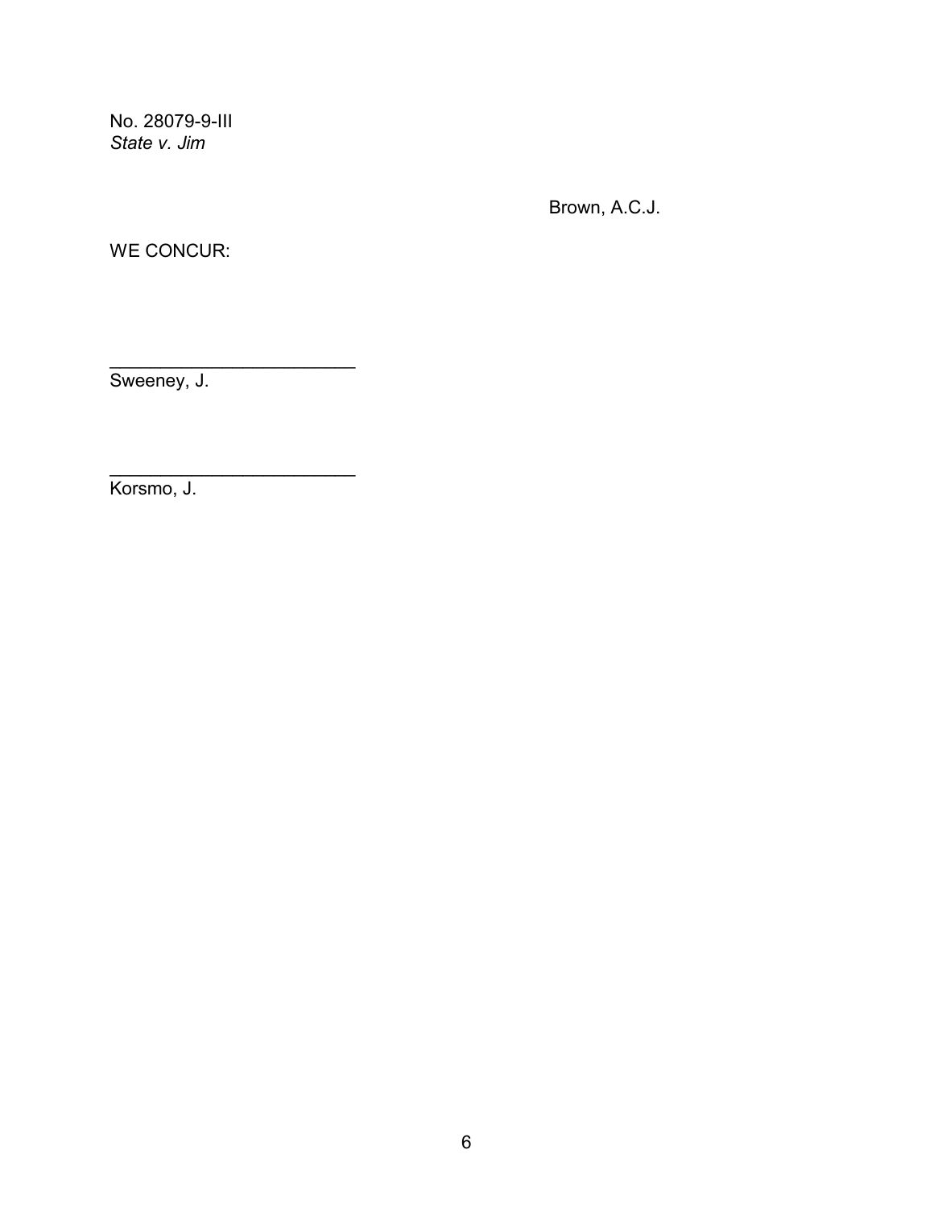No. 28079-9-III
*State v. Jim*

Brown, A.C.J.

WE CONCUR:

_________________________
Sweeney, J.

_________________________
Korsmo, J.